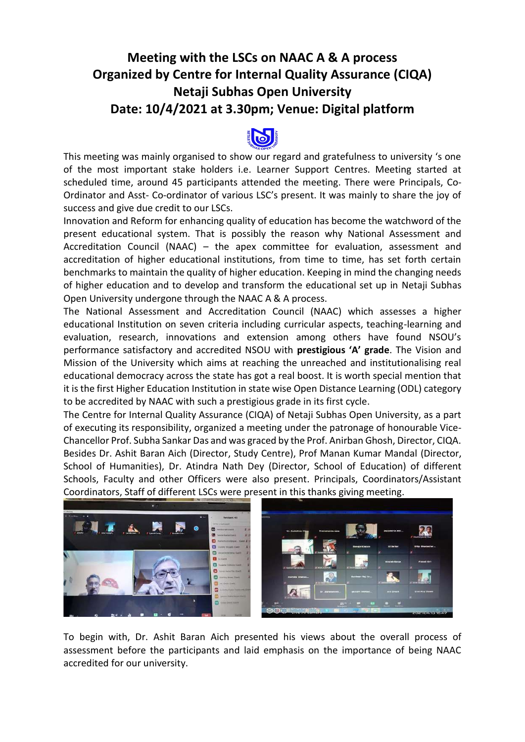# Meeting with the LSCs on NAAC A & A process
# Organized by Centre for Internal Quality Assurance (CIQA)
# Netaji Subhas Open University
# Date: 10/4/2021 at 3.30pm; Venue: Digital platform

This meeting was mainly organised to show our regard and gratefulness to university 's one of the most important stake holders i.e. Learner Support Centres. Meeting started at scheduled time, around 45 participants attended the meeting. There were Principals, Co-Ordinator and Asst- Co-ordinator of various LSC's present. It was mainly to share the joy of success and give due credit to our LSCs.

Innovation and Reform for enhancing quality of education has become the watchword of the present educational system. That is possibly the reason why National Assessment and Accreditation Council (NAAC) – the apex committee for evaluation, assessment and accreditation of higher educational institutions, from time to time, has set forth certain benchmarks to maintain the quality of higher education. Keeping in mind the changing needs of higher education and to develop and transform the educational set up in Netaji Subhas Open University undergone through the NAAC A & A process.

The National Assessment and Accreditation Council (NAAC) which assesses a higher educational Institution on seven criteria including curricular aspects, teaching-learning and evaluation, research, innovations and extension among others have found NSOU's performance satisfactory and accredited NSOU with **prestigious 'A' grade**. The Vision and Mission of the University which aims at reaching the unreached and institutionalising real educational democracy across the state has got a real boost. It is worth special mention that it is the first Higher Education Institution in state wise Open Distance Learning (ODL) category to be accredited by NAAC with such a prestigious grade in its first cycle.

The Centre for Internal Quality Assurance (CIQA) of Netaji Subhas Open University, as a part of executing its responsibility, organized a meeting under the patronage of honourable Vice-Chancellor Prof. Subha Sankar Das and was graced by the Prof. Anirban Ghosh, Director, CIQA. Besides Dr. Ashit Baran Aich (Director, Study Centre), Prof Manan Kumar Mandal (Director, School of Humanities), Dr. Atindra Nath Dey (Director, School of Education) of different Schools, Faculty and other Officers were also present. Principals, Coordinators/Assistant Coordinators, Staff of different LSCs were present in this thanks giving meeting.

To begin with, Dr. Ashit Baran Aich presented his views about the overall process of assessment before the participants and laid emphasis on the importance of being NAAC accredited for our university.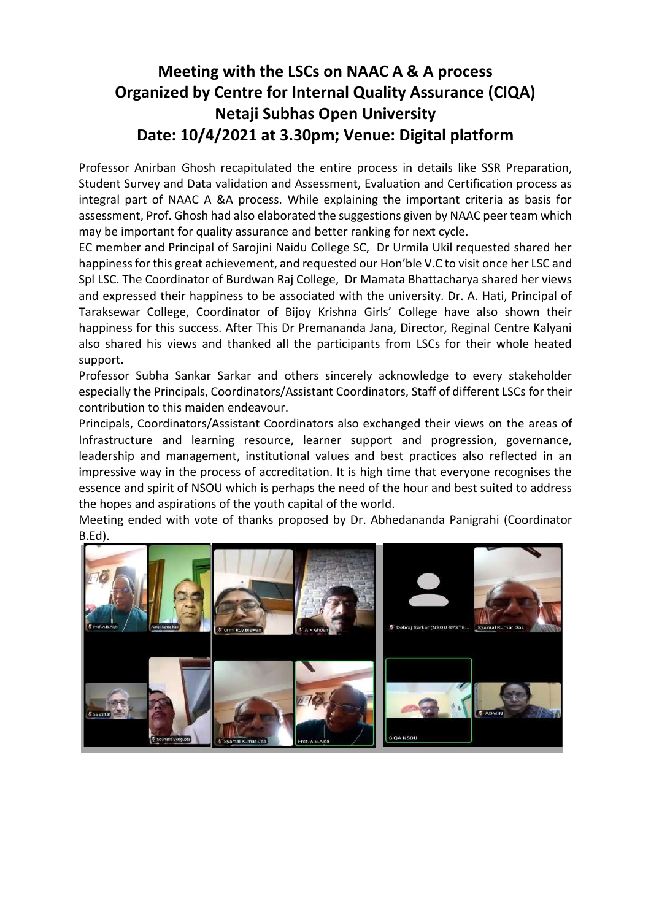# Meeting with the LSCs on NAAC A & A process
# Organized by Centre for Internal Quality Assurance (CIQA)
# Netaji Subhas Open University
# Date: 10/4/2021 at 3.30pm; Venue: Digital platform

Professor Anirban Ghosh recapitulated the entire process in details like SSR Preparation, Student Survey and Data validation and Assessment, Evaluation and Certification process as integral part of NAAC A &A process. While explaining the important criteria as basis for assessment, Prof. Ghosh had also elaborated the suggestions given by NAAC peer team which may be important for quality assurance and better ranking for next cycle.

EC member and Principal of Sarojini Naidu College SC, Dr Urmila Ukil requested shared her happiness for this great achievement, and requested our Hon'ble V.C to visit once her LSC and Spl LSC. The Coordinator of Burdwan Raj College, Dr Mamata Bhattacharya shared her views and expressed their happiness to be associated with the university. Dr. A. Hati, Principal of Taraksewar College, Coordinator of Bijoy Krishna Girls' College have also shown their happiness for this success. After This Dr Premananda Jana, Director, Reginal Centre Kalyani also shared his views and thanked all the participants from LSCs for their whole heated support.

Professor Subha Sankar Sarkar and others sincerely acknowledge to every stakeholder especially the Principals, Coordinators/Assistant Coordinators, Staff of different LSCs for their contribution to this maiden endeavour.

Principals, Coordinators/Assistant Coordinators also exchanged their views on the areas of Infrastructure and learning resource, learner support and progression, governance, leadership and management, institutional values and best practices also reflected in an impressive way in the process of accreditation. It is high time that everyone recognises the essence and spirit of NSOU which is perhaps the need of the hour and best suited to address the hopes and aspirations of the youth capital of the world.

Meeting ended with vote of thanks proposed by Dr. Abhedananda Panigrahi (Coordinator B.Ed).